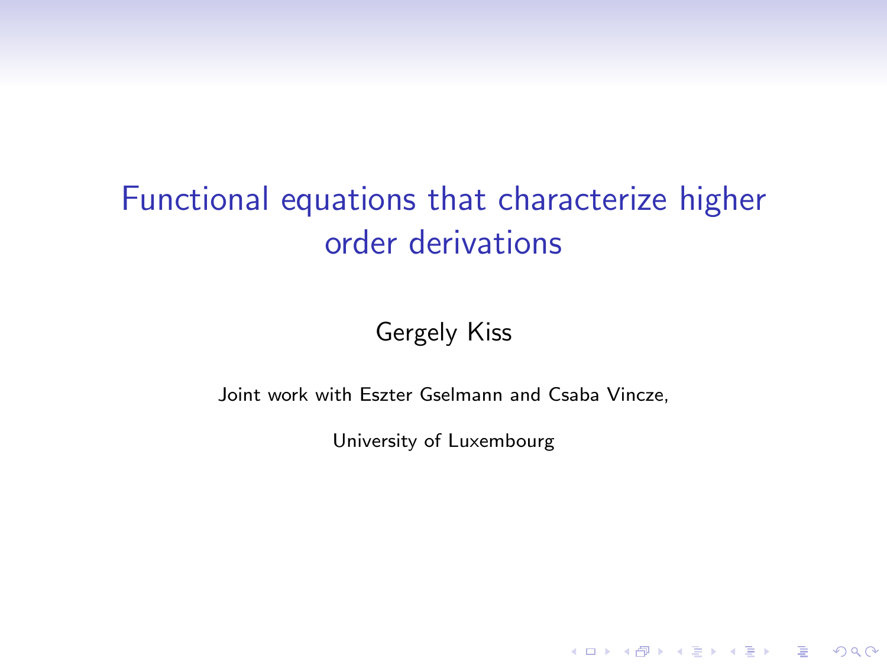# Functional equations that characterize higher order derivations

Gergely Kiss

Joint work with Eszter Gselmann and Csaba Vincze,

University of Luxembourg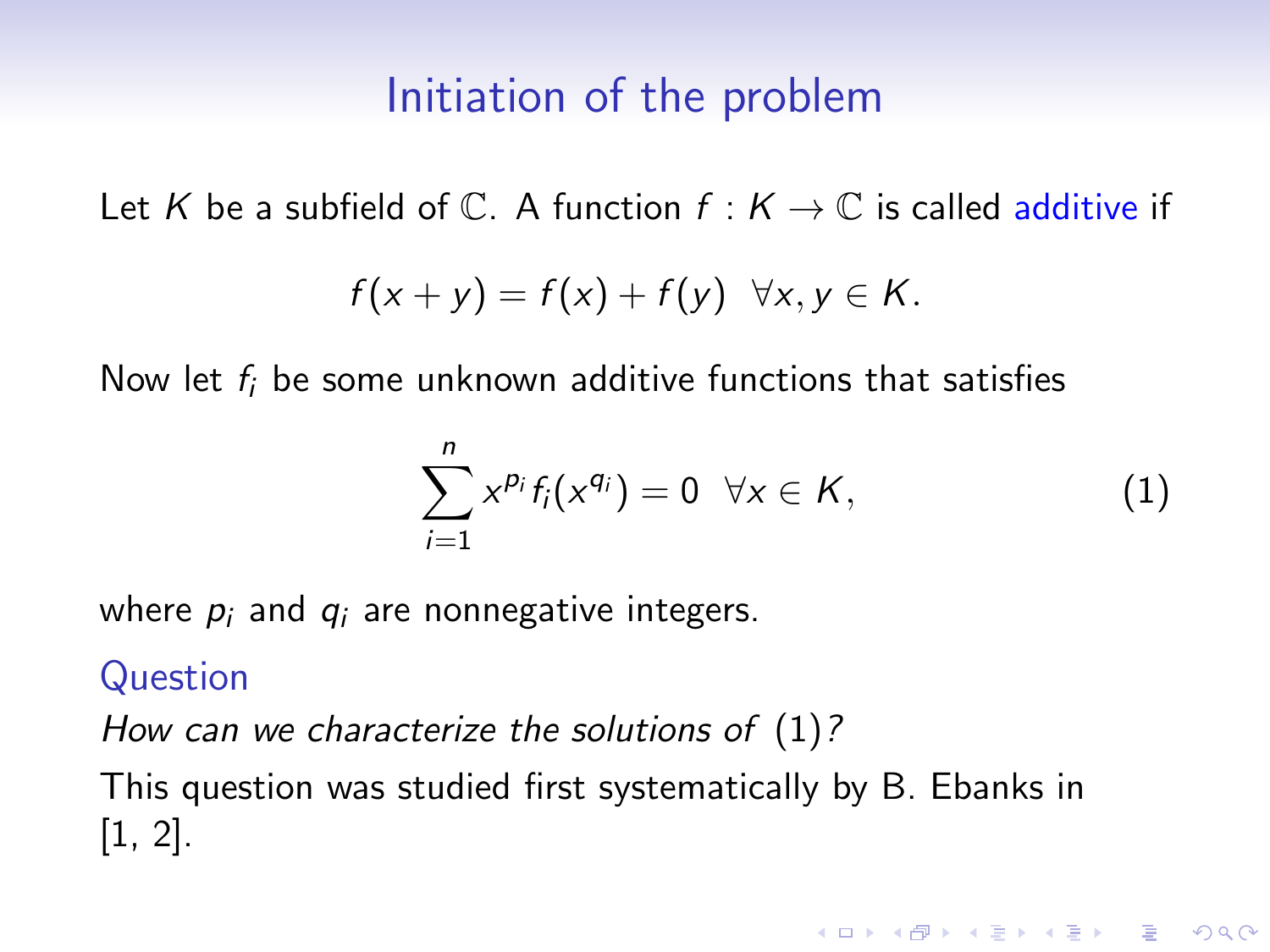# Initiation of the problem

Let $K$ be a subfield of $\mathbb{C}$. A function $f : K \to \mathbb{C}$ is called additive if

$$f(x + y) = f(x) + f(y) \ \ \forall x, y \in K.$$

Now let $f_i$ be some unknown additive functions that satisfies

$$\sum_{i=1}^{n} x^{p_i} f_i(x^{q_i}) = 0 \ \ \forall x \in K, \tag{1}$$

where $p_i$ and $q_i$ are nonnegative integers.

**Question**

*How can we characterize the solutions of* (1)*?*

This question was studied first systematically by B. Ebanks in [1, 2].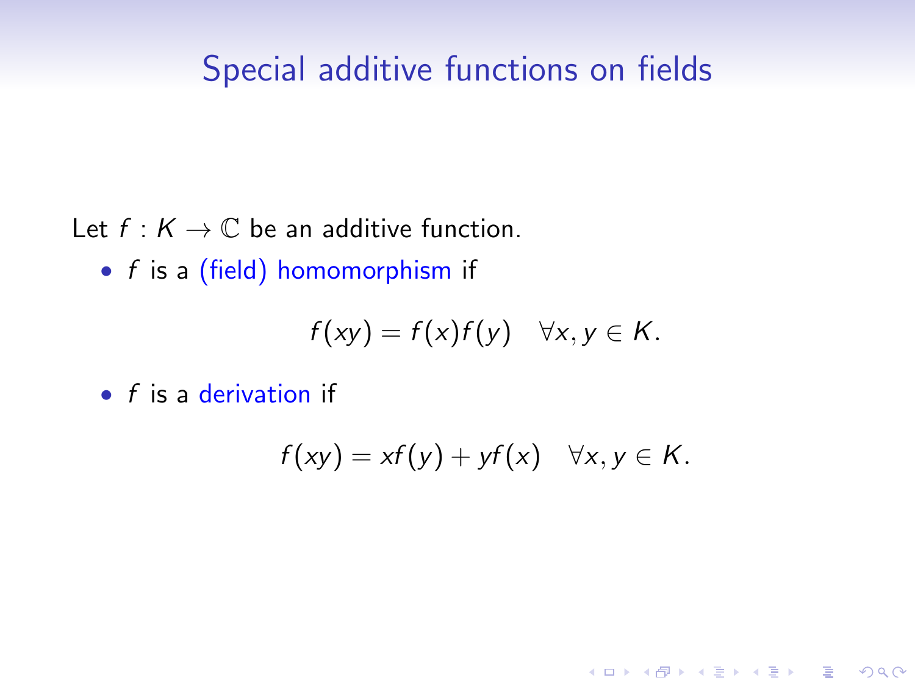# Special additive functions on fields

Let $f : K \to \mathbb{C}$ be an additive function.

- $f$ is a (field) homomorphism if

$$f(xy) = f(x)f(y) \quad \forall x, y \in K.$$

- $f$ is a derivation if

$$f(xy) = xf(y) + yf(x) \quad \forall x, y \in K.$$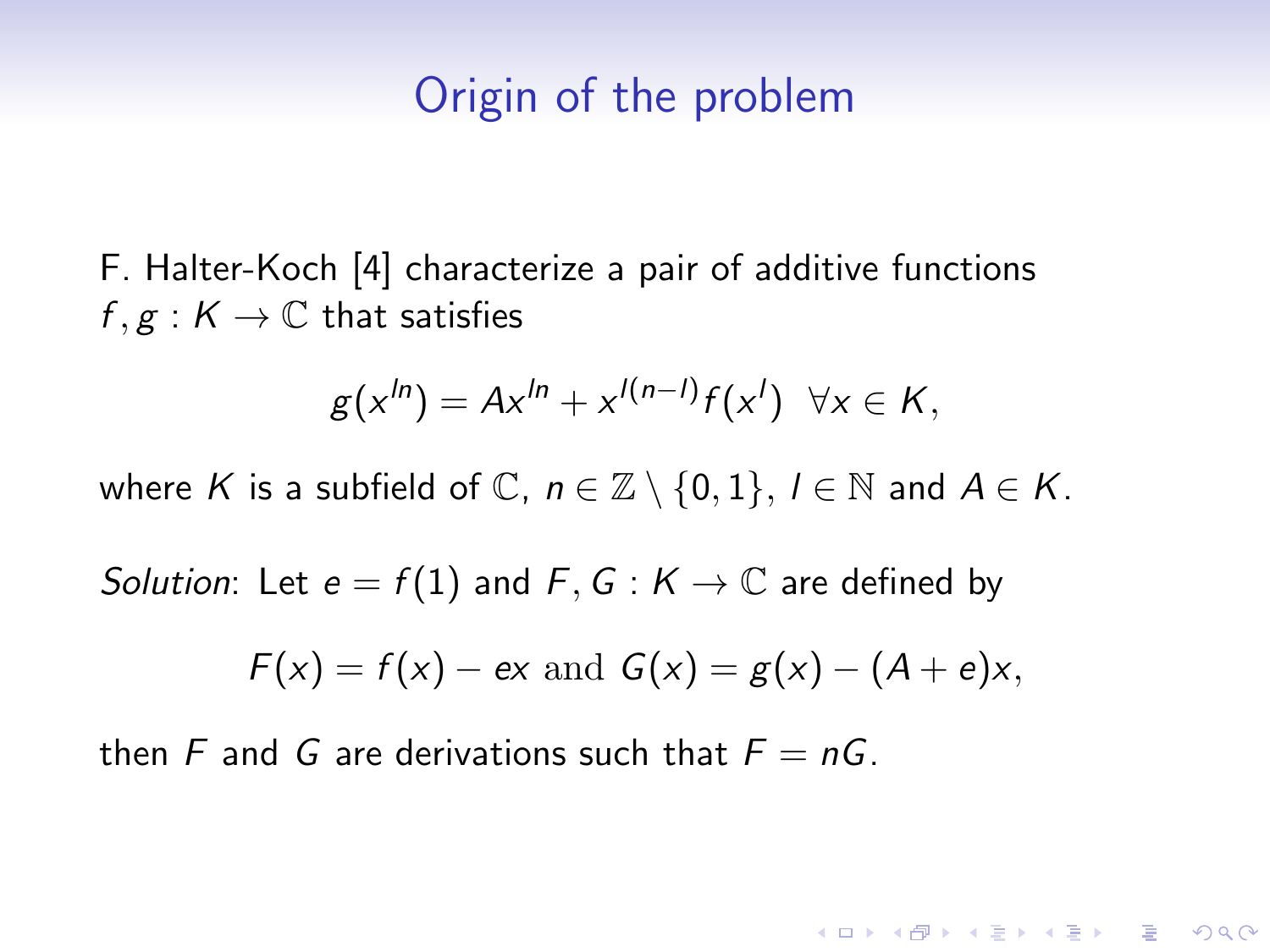# Origin of the problem

F. Halter-Koch [4] characterize a pair of additive functions $f, g : K \to \mathbb{C}$ that satisfies

$$g(x^{ln}) = Ax^{ln} + x^{l(n-l)}f(x^l) \ \ \forall x \in K,$$

where $K$ is a subfield of $\mathbb{C}$, $n \in \mathbb{Z} \setminus \{0, 1\}$, $l \in \mathbb{N}$ and $A \in K$.

*Solution*: Let $e = f(1)$ and $F, G : K \to \mathbb{C}$ are defined by

$$F(x) = f(x) - ex \text{ and } G(x) = g(x) - (A + e)x,$$

then $F$ and $G$ are derivations such that $F = nG$.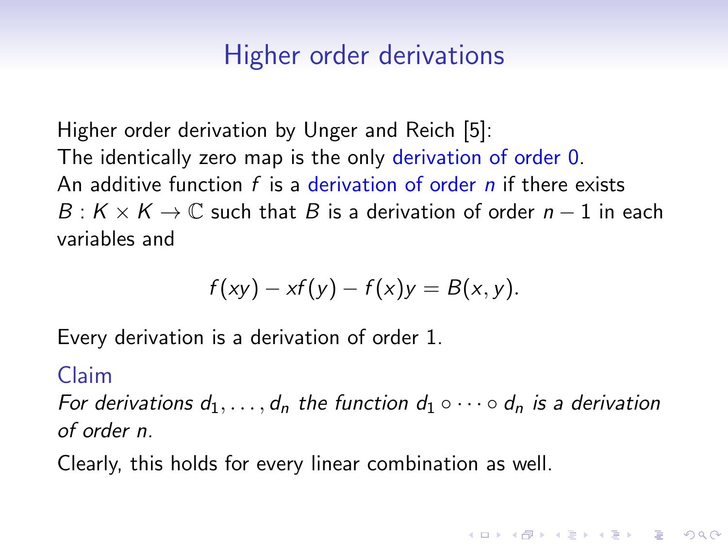# Higher order derivations

Higher order derivation by Unger and Reich [5]:
The identically zero map is the only derivation of order 0.
An additive function $f$ is a derivation of order $n$ if there exists $B : K \times K \to \mathbb{C}$ such that $B$ is a derivation of order $n-1$ in each variables and

$$f(xy) - xf(y) - f(x)y = B(x, y).$$

Every derivation is a derivation of order 1.

**Claim**

*For derivations $d_1, \ldots, d_n$ the function $d_1 \circ \cdots \circ d_n$ is a derivation of order $n$.*

Clearly, this holds for every linear combination as well.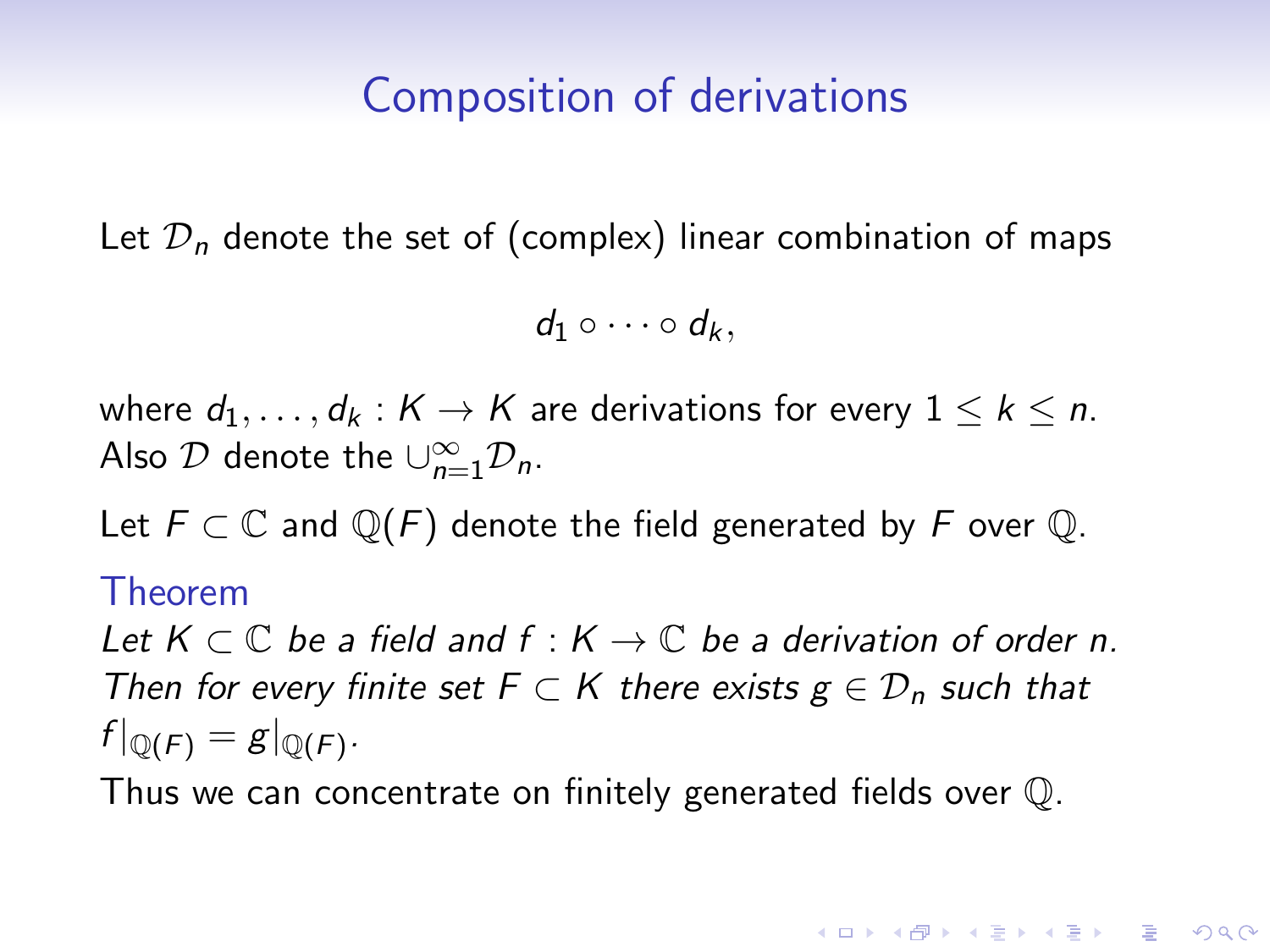# Composition of derivations

Let $\mathcal{D}_n$ denote the set of (complex) linear combination of maps

$$d_1 \circ \cdots \circ d_k,$$

where $d_1, \ldots, d_k : K \to K$ are derivations for every $1 \leq k \leq n$. Also $\mathcal{D}$ denote the $\cup_{n=1}^{\infty} \mathcal{D}_n$.

Let $F \subset \mathbb{C}$ and $\mathbb{Q}(F)$ denote the field generated by $F$ over $\mathbb{Q}$.

**Theorem**

*Let $K \subset \mathbb{C}$ be a field and $f : K \to \mathbb{C}$ be a derivation of order $n$. Then for every finite set $F \subset K$ there exists $g \in \mathcal{D}_n$ such that $f|_{\mathbb{Q}(F)} = g|_{\mathbb{Q}(F)}$.*

Thus we can concentrate on finitely generated fields over $\mathbb{Q}$.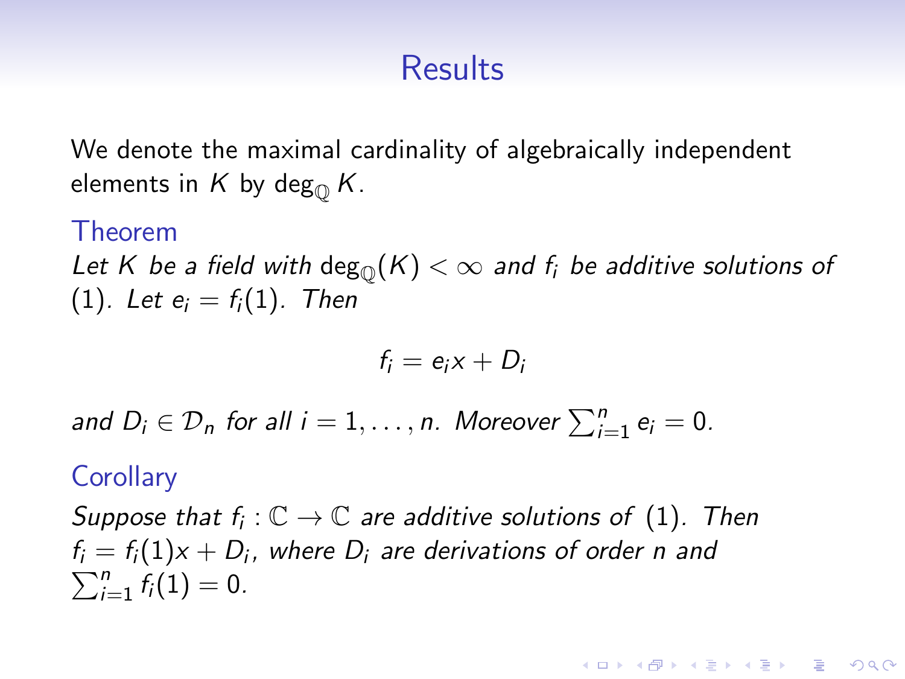# Results

We denote the maximal cardinality of algebraically independent elements in $K$ by $\deg_{\mathbb{Q}} K$.

**Theorem**

*Let $K$ be a field with $\deg_{\mathbb{Q}}(K) < \infty$ and $f_i$ be additive solutions of (1). Let $e_i = f_i(1)$. Then*

$$f_i = e_i x + D_i$$

*and $D_i \in \mathcal{D}_n$ for all $i = 1, \ldots, n$. Moreover $\sum_{i=1}^{n} e_i = 0$.*

**Corollary**

*Suppose that $f_i : \mathbb{C} \to \mathbb{C}$ are additive solutions of (1). Then $f_i = f_i(1)x + D_i$, where $D_i$ are derivations of order $n$ and $\sum_{i=1}^{n} f_i(1) = 0$.*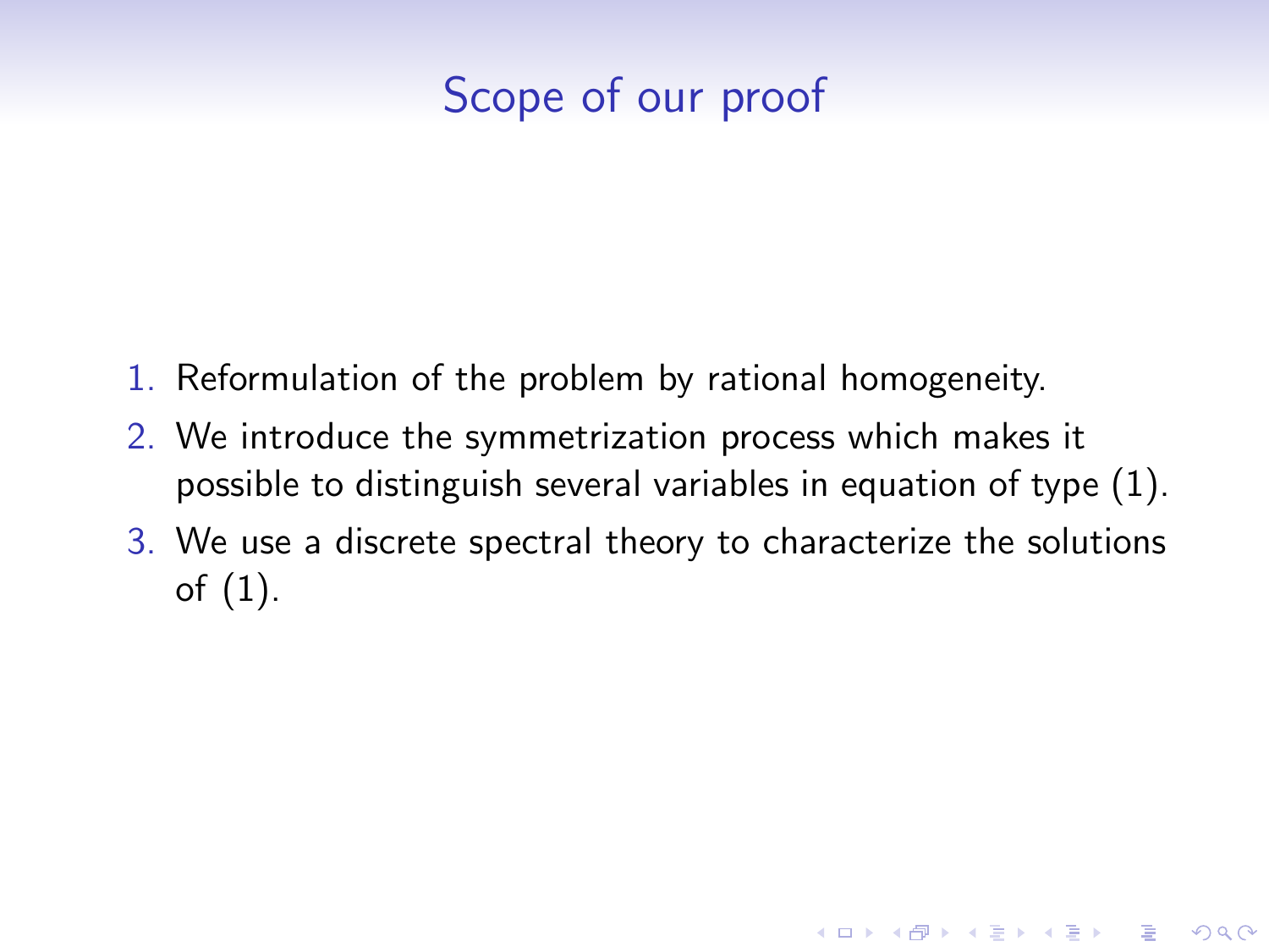# Scope of our proof

1. Reformulation of the problem by rational homogeneity.
2. We introduce the symmetrization process which makes it possible to distinguish several variables in equation of type (1).
3. We use a discrete spectral theory to characterize the solutions of (1).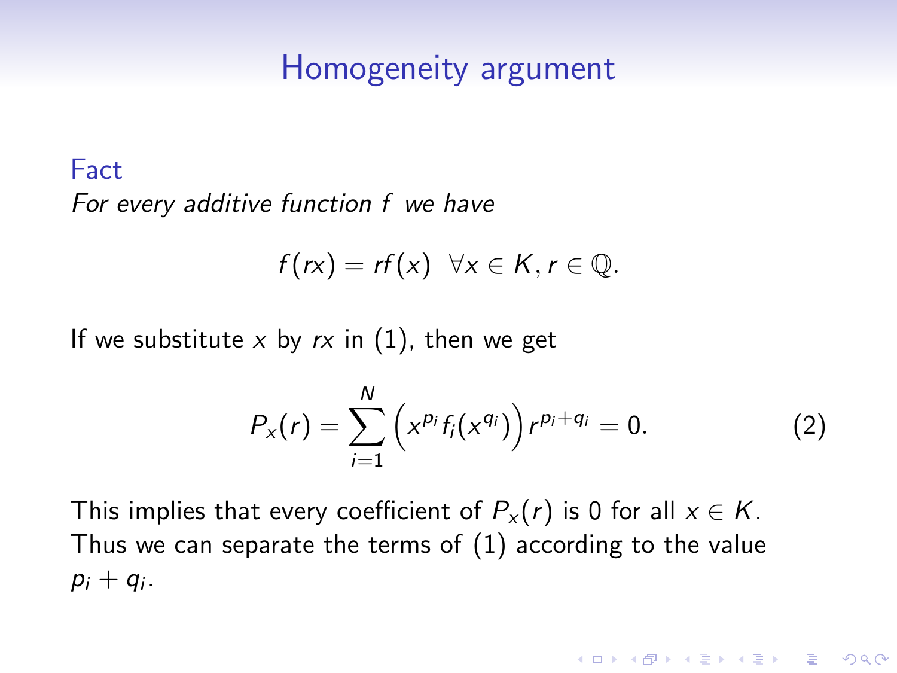# Homogeneity argument

**Fact**

*For every additive function $f$ we have*

$$f(rx) = rf(x) \ \ \forall x \in K, r \in \mathbb{Q}.$$

If we substitute $x$ by $rx$ in (1), then we get

$$P_x(r) = \sum_{i=1}^{N} \left( x^{p_i} f_i(x^{q_i}) \right) r^{p_i+q_i} = 0. \tag{2}$$

This implies that every coefficient of $P_x(r)$ is 0 for all $x \in K$. Thus we can separate the terms of (1) according to the value $p_i + q_i$.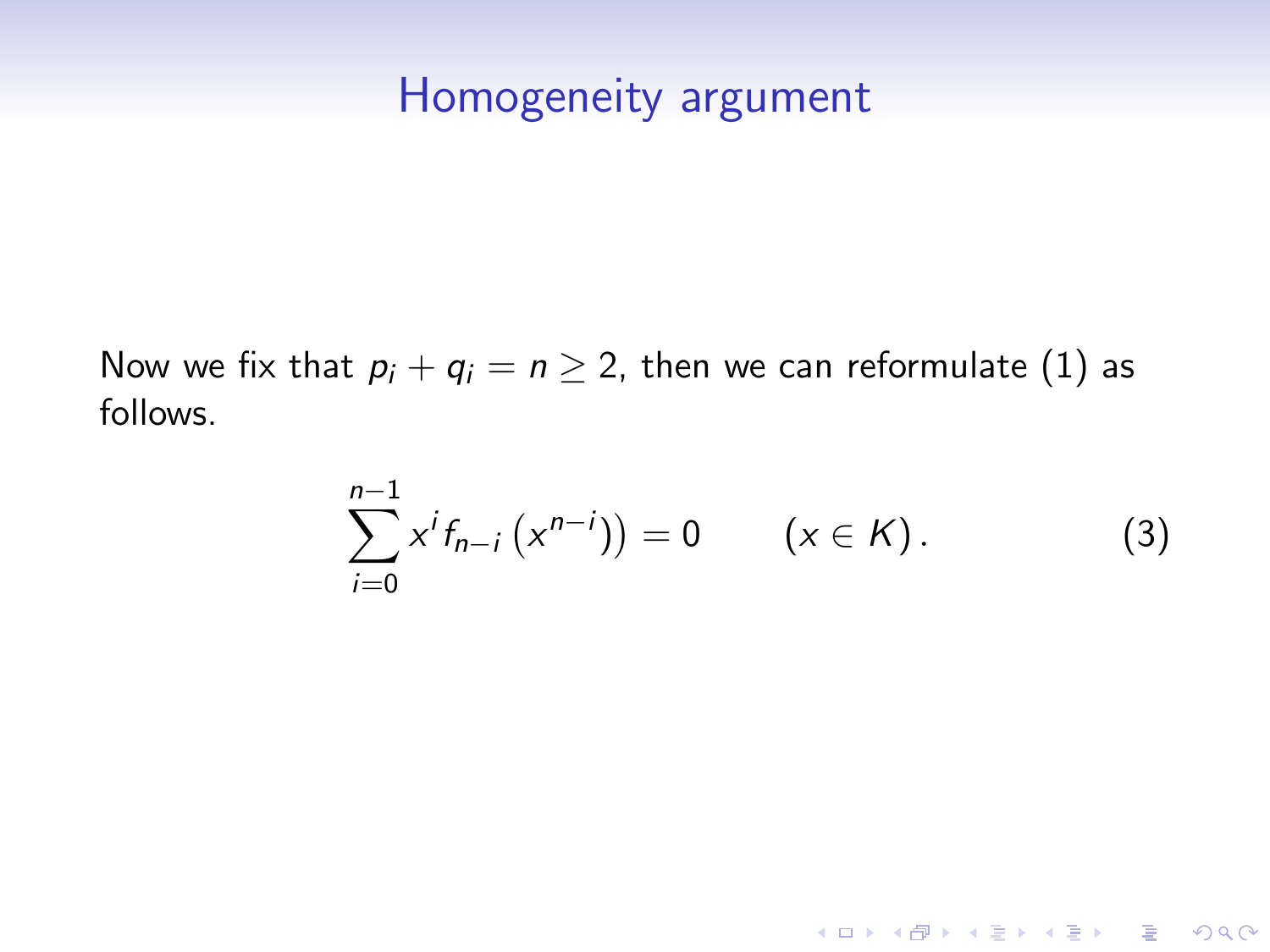# Homogeneity argument

Now we fix that $p_i + q_i = n \geq 2$, then we can reformulate (1) as follows.

$$\sum_{i=0}^{n-1} x^i f_{n-i}\left(x^{n-i}\right) = 0 \qquad (x \in K). \tag{3}$$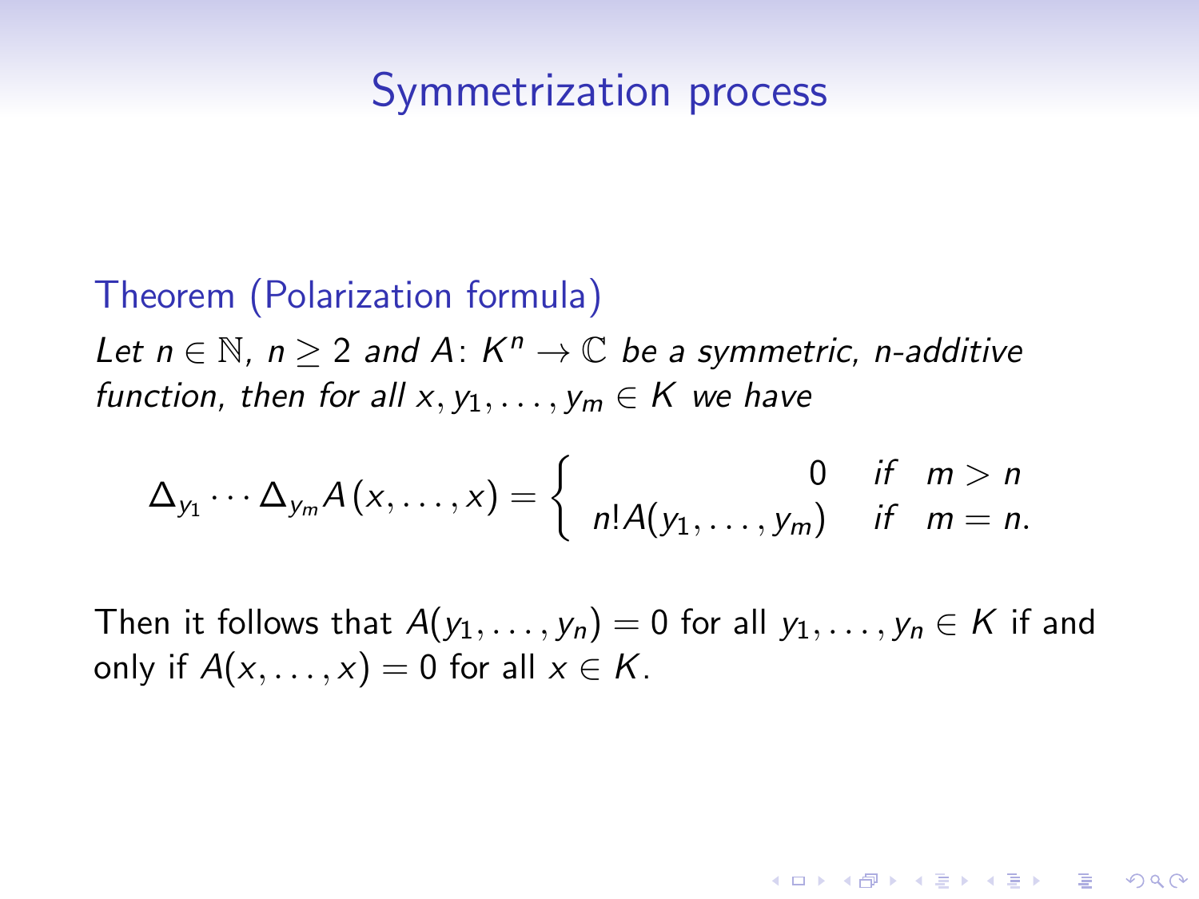## Symmetrization process

**Theorem (Polarization formula)**

*Let $n \in \mathbb{N}$, $n \geq 2$ and $A\colon K^n \to \mathbb{C}$ be a symmetric, n-additive function, then for all $x, y_1, \ldots, y_m \in K$ we have*

$$\Delta_{y_1} \cdots \Delta_{y_m} A(x, \ldots, x) = \begin{cases} 0 & \text{if} \quad m > n \\ n! A(y_1, \ldots, y_m) & \text{if} \quad m = n. \end{cases}$$

Then it follows that $A(y_1, \ldots, y_n) = 0$ for all $y_1, \ldots, y_n \in K$ if and only if $A(x, \ldots, x) = 0$ for all $x \in K$.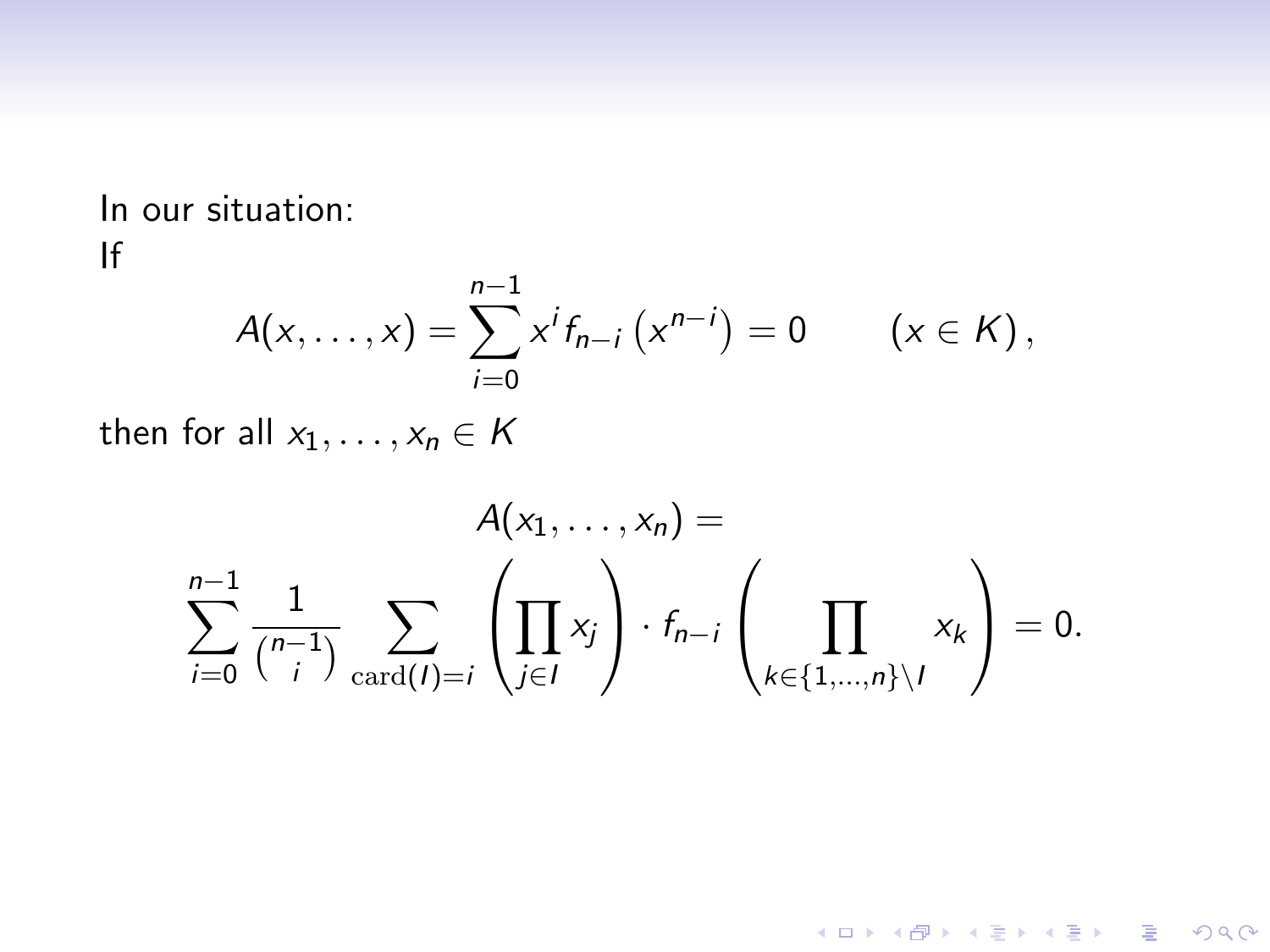In our situation:
If

$$A(x, \ldots, x) = \sum_{i=0}^{n-1} x^i f_{n-i}\left(x^{n-i}\right) = 0 \qquad (x \in K),$$

then for all $x_1, \ldots, x_n \in K$

$$A(x_1, \ldots, x_n) = \sum_{i=0}^{n-1} \frac{1}{\binom{n-1}{i}} \sum_{\mathrm{card}(I)=i} \left(\prod_{j \in I} x_j\right) \cdot f_{n-i}\left(\prod_{k \in \{1,\ldots,n\} \setminus I} x_k\right) = 0.$$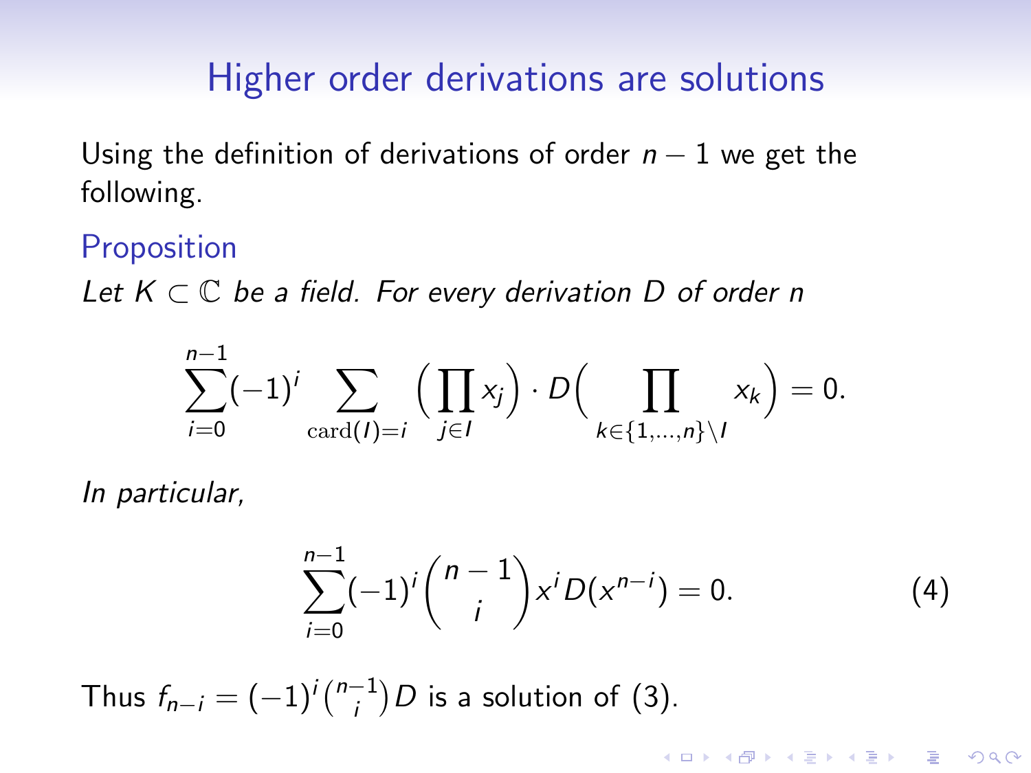## Higher order derivations are solutions

Using the definition of derivations of order $n-1$ we get the following.

**Proposition**

*Let $K \subset \mathbb{C}$ be a field. For every derivation $D$ of order $n$*

$$\sum_{i=0}^{n-1} (-1)^i \sum_{\mathrm{card}(I)=i} \Big( \prod_{j \in I} x_j \Big) \cdot D\Big( \prod_{k \in \{1,\dots,n\} \setminus I} x_k \Big) = 0.$$

*In particular,*

$$\sum_{i=0}^{n-1} (-1)^i \binom{n-1}{i} x^i D(x^{n-i}) = 0. \tag{4}$$

Thus $f_{n-i} = (-1)^i \binom{n-1}{i} D$ is a solution of (3).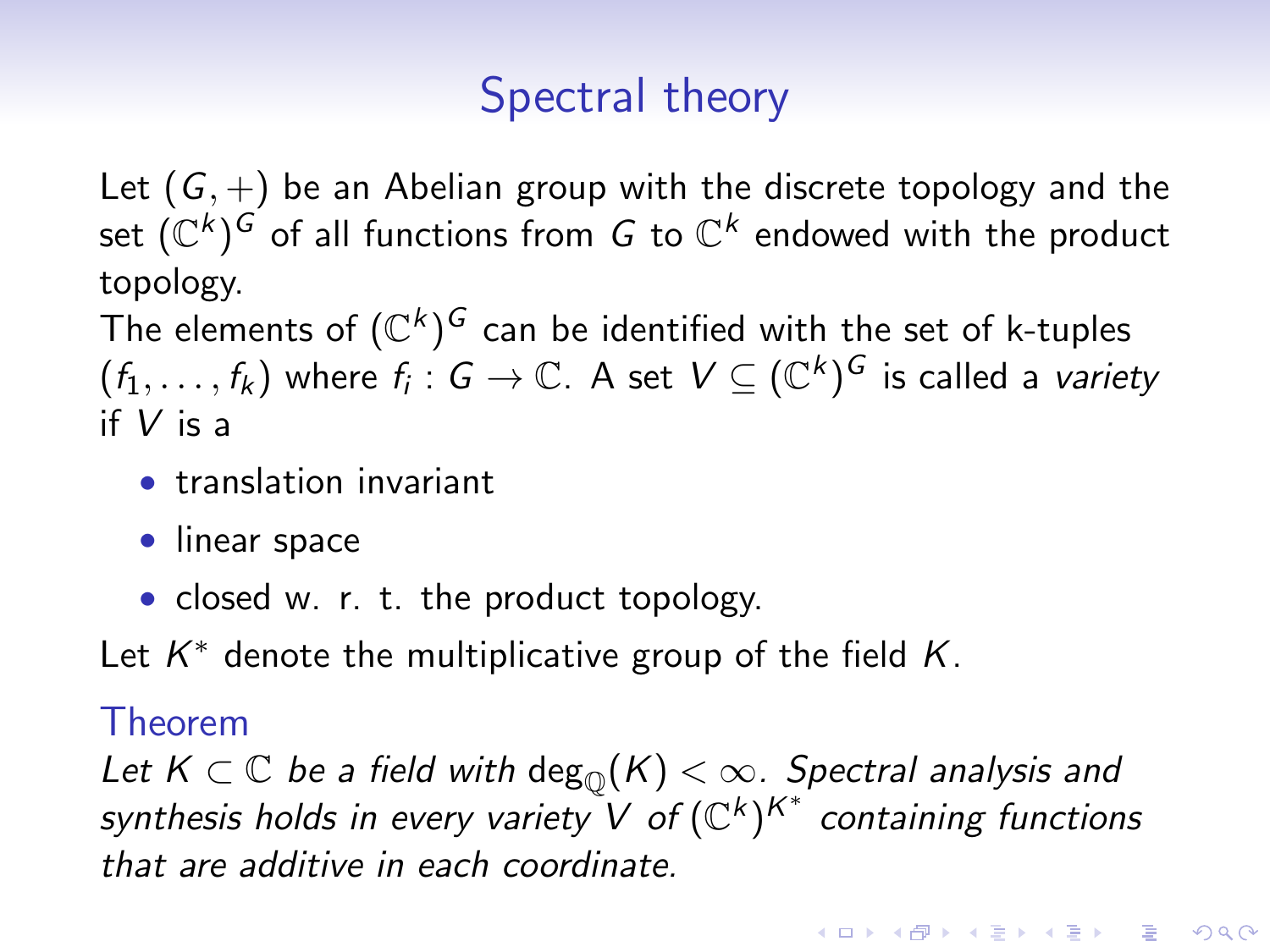# Spectral theory

Let $(G, +)$ be an Abelian group with the discrete topology and the set $(\mathbb{C}^k)^G$ of all functions from $G$ to $\mathbb{C}^k$ endowed with the product topology.

The elements of $(\mathbb{C}^k)^G$ can be identified with the set of k-tuples $(f_1, \ldots, f_k)$ where $f_i : G \to \mathbb{C}$. A set $V \subseteq (\mathbb{C}^k)^G$ is called a *variety* if $V$ is a

- translation invariant
- linear space
- closed w. r. t. the product topology.

Let $K^*$ denote the multiplicative group of the field $K$.

**Theorem**

*Let $K \subset \mathbb{C}$ be a field with $\deg_{\mathbb{Q}}(K) < \infty$. Spectral analysis and synthesis holds in every variety $V$ of $(\mathbb{C}^k)^{K^*}$ containing functions that are additive in each coordinate.*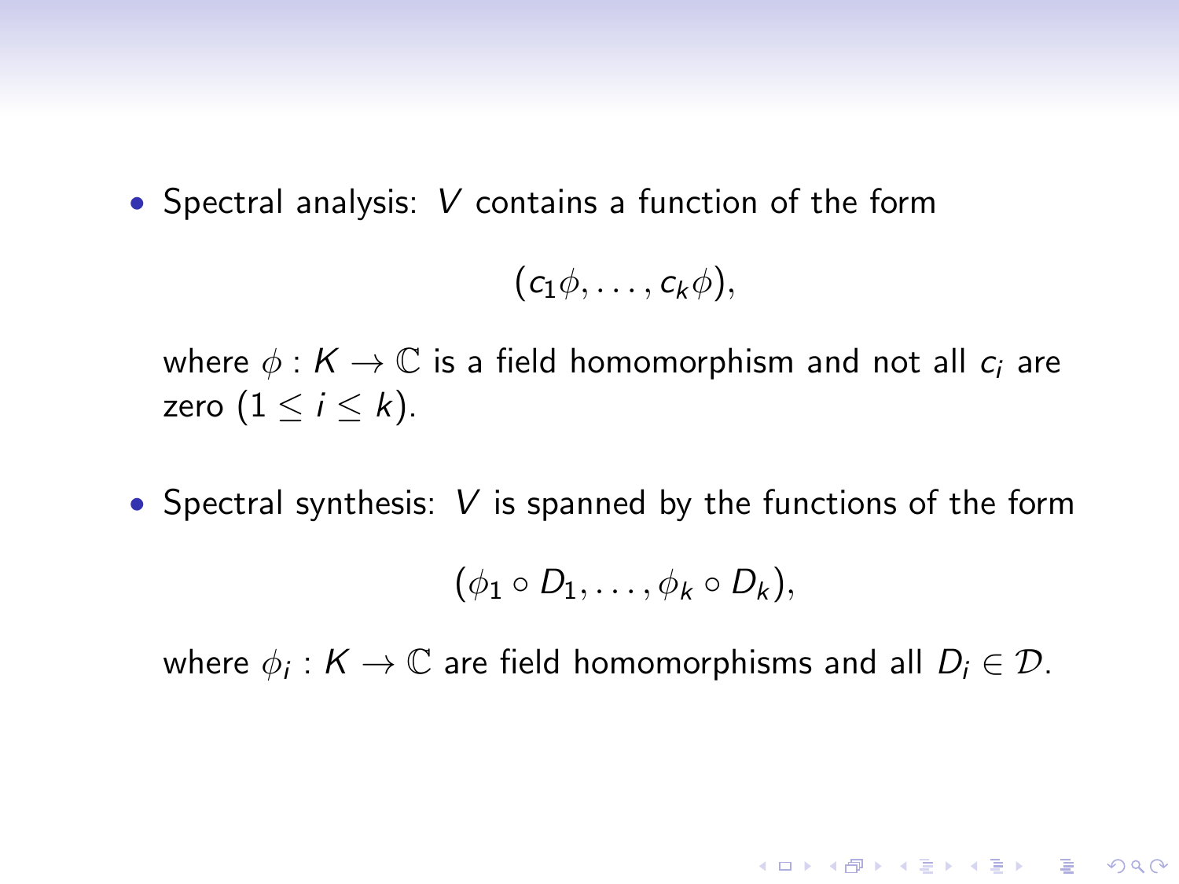- Spectral analysis: $V$ contains a function of the form

$$(c_1\phi, \ldots, c_k\phi),$$

  where $\phi : K \to \mathbb{C}$ is a field homomorphism and not all $c_i$ are zero $(1 \leq i \leq k)$.

- Spectral synthesis: $V$ is spanned by the functions of the form

$$(\phi_1 \circ D_1, \ldots, \phi_k \circ D_k),$$

  where $\phi_i : K \to \mathbb{C}$ are field homomorphisms and all $D_i \in \mathcal{D}$.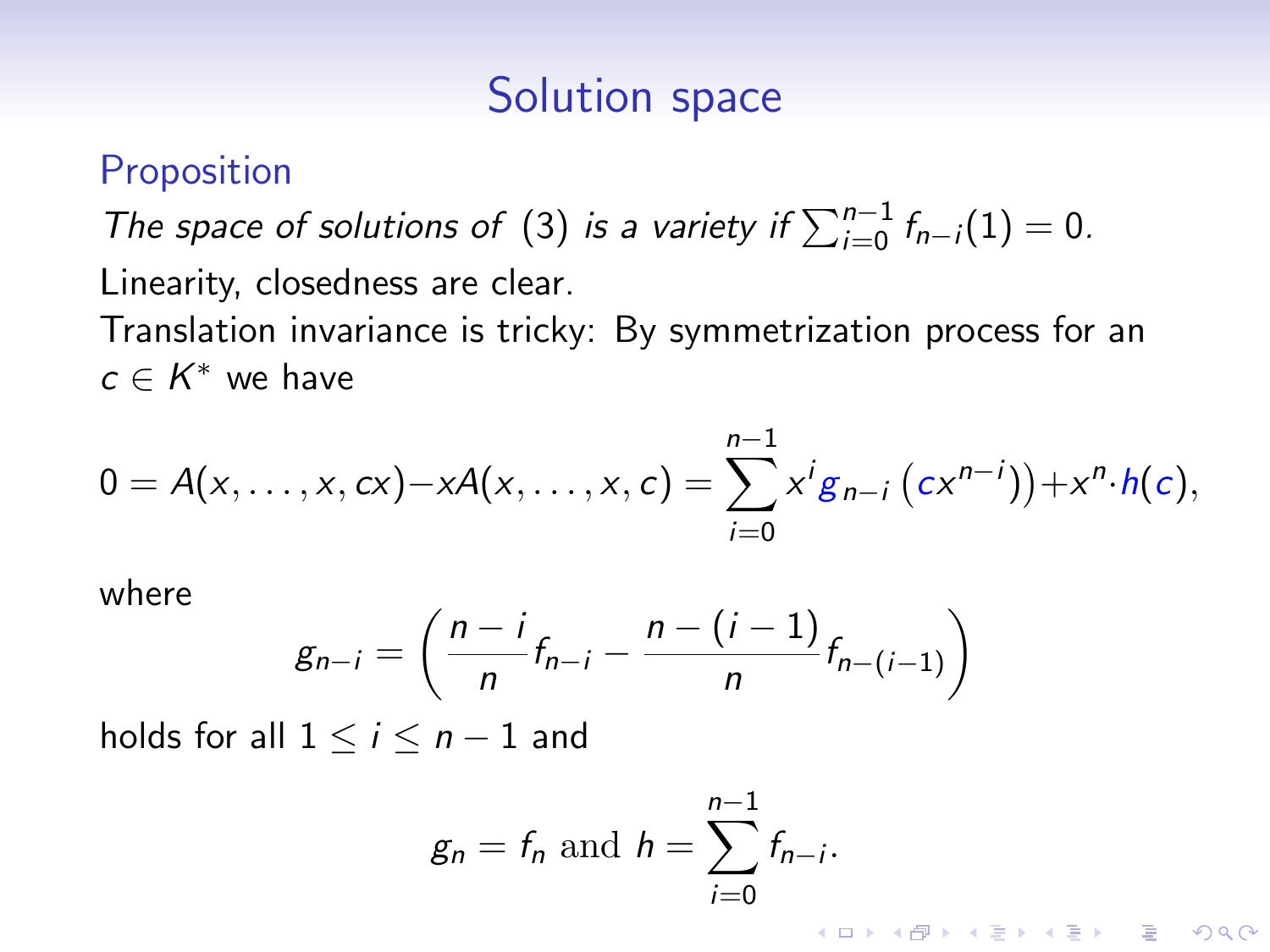## Solution space

### Proposition

*The space of solutions of* (3) *is a variety if* $\sum_{i=0}^{n-1} f_{n-i}(1) = 0$*.*

Linearity, closedness are clear.

Translation invariance is tricky: By symmetrization process for an $c \in K^*$ we have

$$0 = A(x, \ldots, x, cx) - xA(x, \ldots, x, c) = \sum_{i=0}^{n-1} x^i g_{n-i}\left(cx^{n-i}\right) + x^n \cdot h(c),$$

where

$$g_{n-i} = \left( \frac{n-i}{n} f_{n-i} - \frac{n-(i-1)}{n} f_{n-(i-1)} \right)$$

holds for all $1 \leq i \leq n-1$ and

$$g_n = f_n \text{ and } h = \sum_{i=0}^{n-1} f_{n-i}.$$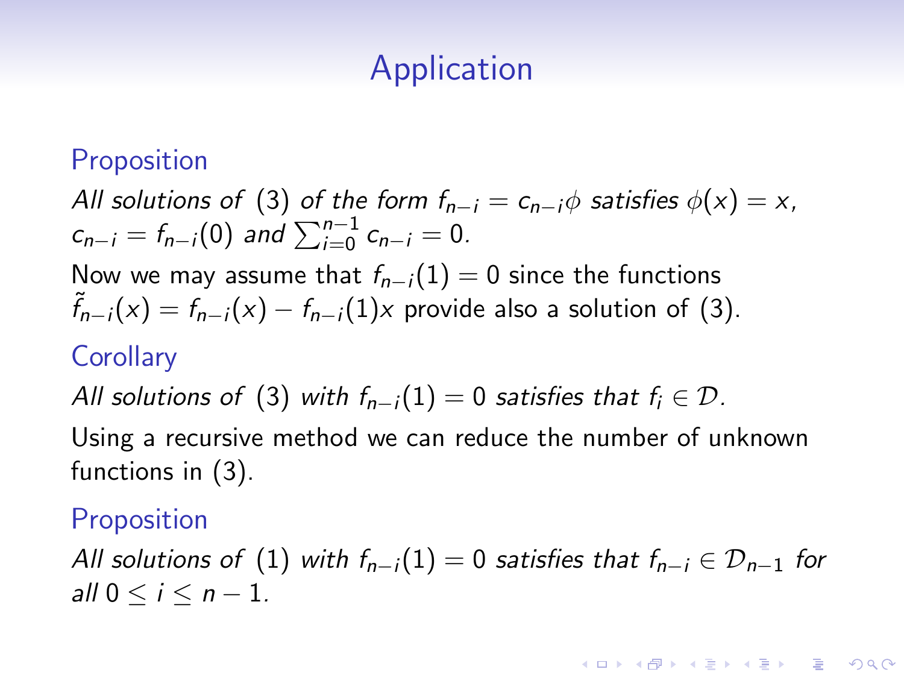# Application

### Proposition

*All solutions of (3) of the form $f_{n-i} = c_{n-i}\phi$ satisfies $\phi(x) = x$, $c_{n-i} = f_{n-i}(0)$ and $\sum_{i=0}^{n-1} c_{n-i} = 0$.*

Now we may assume that $f_{n-i}(1) = 0$ since the functions $\tilde{f}_{n-i}(x) = f_{n-i}(x) - f_{n-i}(1)x$ provide also a solution of (3).

### Corollary

*All solutions of (3) with $f_{n-i}(1) = 0$ satisfies that $f_i \in \mathcal{D}$.*

Using a recursive method we can reduce the number of unknown functions in (3).

### Proposition

*All solutions of (1) with $f_{n-i}(1) = 0$ satisfies that $f_{n-i} \in \mathcal{D}_{n-1}$ for all $0 \leq i \leq n-1$.*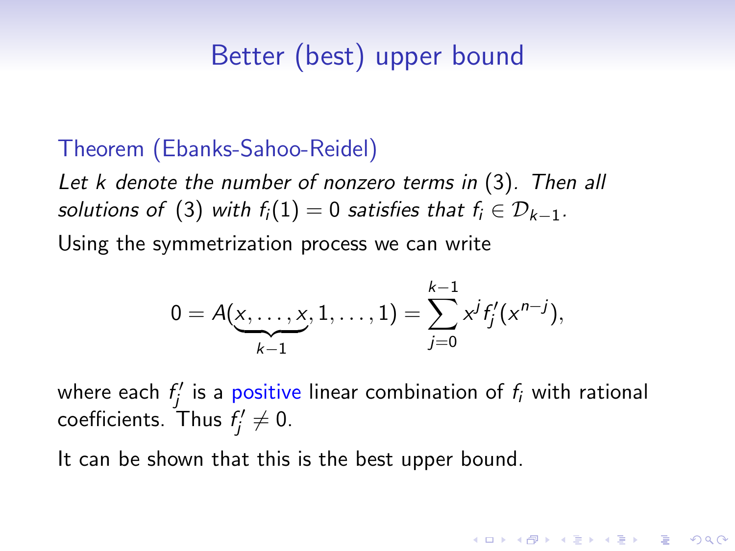## Better (best) upper bound

**Theorem (Ebanks-Sahoo-Reidel)**

*Let $k$ denote the number of nonzero terms in (3). Then all solutions of (3) with $f_i(1) = 0$ satisfies that $f_i \in \mathcal{D}_{k-1}$.*

Using the symmetrization process we can write

$$0 = A(\underbrace{x, \ldots, x}_{k-1}, 1, \ldots, 1) = \sum_{j=0}^{k-1} x^j f'_j(x^{n-j}),$$

where each $f'_j$ is a positive linear combination of $f_i$ with rational coefficients. Thus $f'_j \neq 0$.

It can be shown that this is the best upper bound.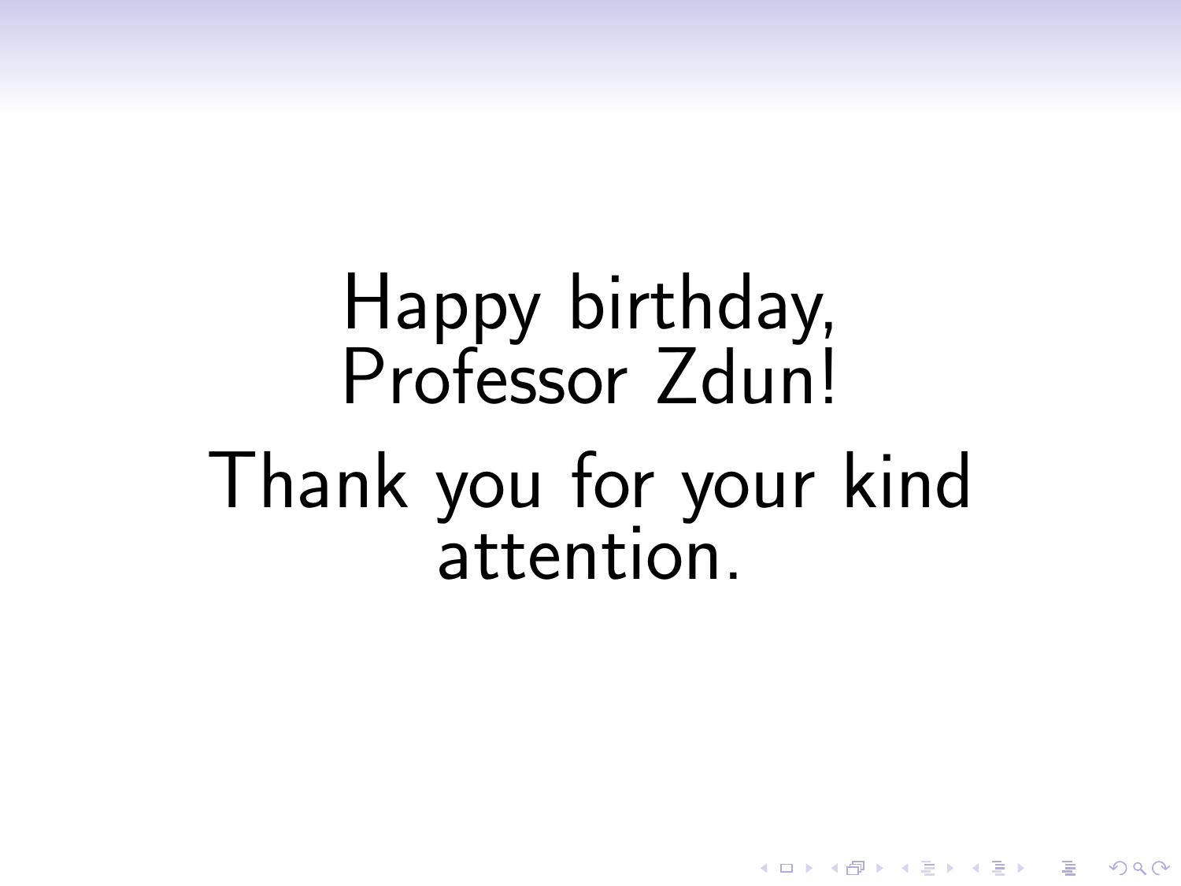Happy birthday,
Professor Zdun!

Thank you for your kind attention.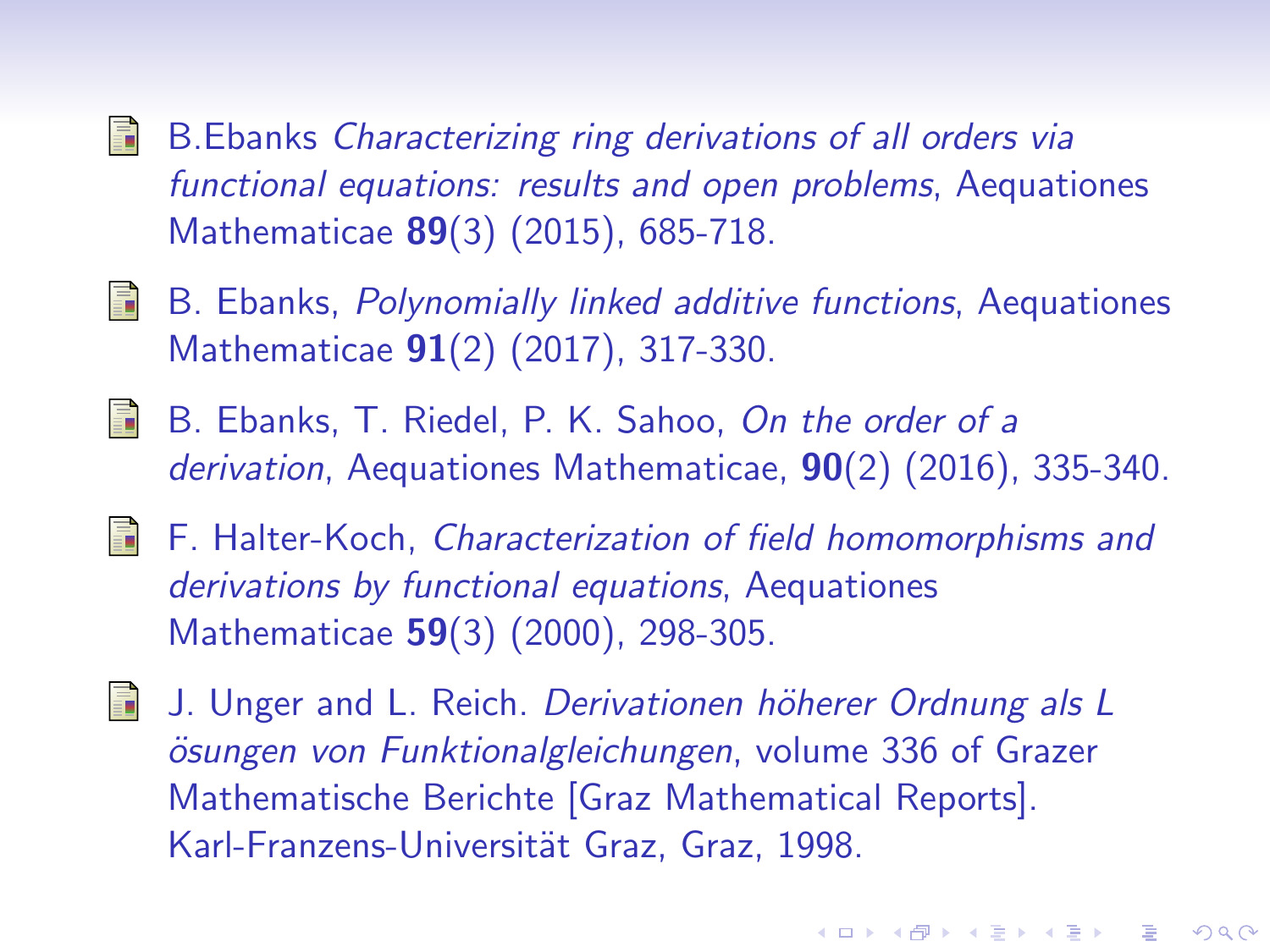- B.Ebanks *Characterizing ring derivations of all orders via functional equations: results and open problems*, Aequationes Mathematicae **89**(3) (2015), 685-718.
- B. Ebanks, *Polynomially linked additive functions*, Aequationes Mathematicae **91**(2) (2017), 317-330.
- B. Ebanks, T. Riedel, P. K. Sahoo, *On the order of a derivation*, Aequationes Mathematicae, **90**(2) (2016), 335-340.
- F. Halter-Koch, *Characterization of field homomorphisms and derivations by functional equations*, Aequationes Mathematicae **59**(3) (2000), 298-305.
- J. Unger and L. Reich. *Derivationen höherer Ordnung als L ösungen von Funktionalgleichungen*, volume 336 of Grazer Mathematische Berichte [Graz Mathematical Reports]. Karl-Franzens-Universität Graz, Graz, 1998.